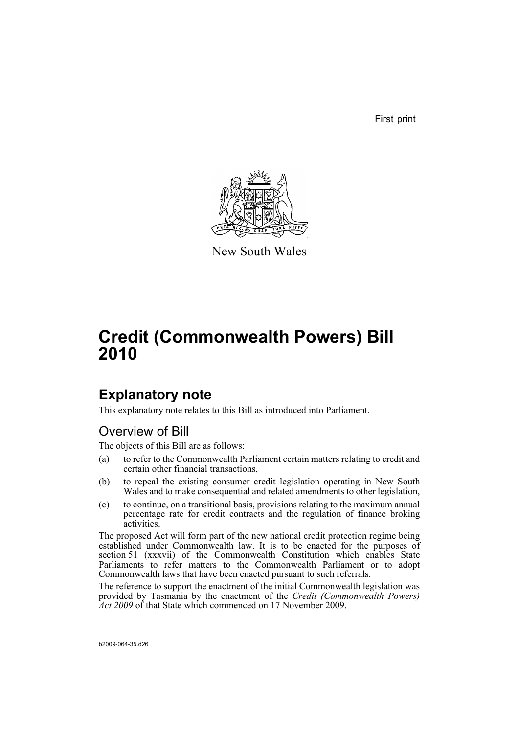First print

New South Wales

# Credit (Commonwealth Powers) Bill 2010

## Explanatory note

This explanatory note relates to this Bill as introduced into Parliament.

### Overview of Bill

The objects of this Bill are as follows:

(a) to refer to the Commonwealth Parliament certain matters relating to credit and certain other financial transactions,

(b) to repeal the existing consumer credit legislation operating in New South Wales and to make consequential and related amendments to other legislation,

(c) to continue, on a transitional basis, provisions relating to the maximum annual percentage rate for credit contracts and the regulation of finance broking activities.

The proposed Act will form part of the new national credit protection regime being established under Commonwealth law. It is to be enacted for the purposes of section 51 (xxxvii) of the Commonwealth Constitution which enables State Parliaments to refer matters to the Commonwealth Parliament or to adopt Commonwealth laws that have been enacted pursuant to such referrals.

The reference to support the enactment of the initial Commonwealth legislation was provided by Tasmania by the enactment of the *Credit (Commonwealth Powers) Act 2009* of that State which commenced on 17 November 2009.

b2009-064-35.d26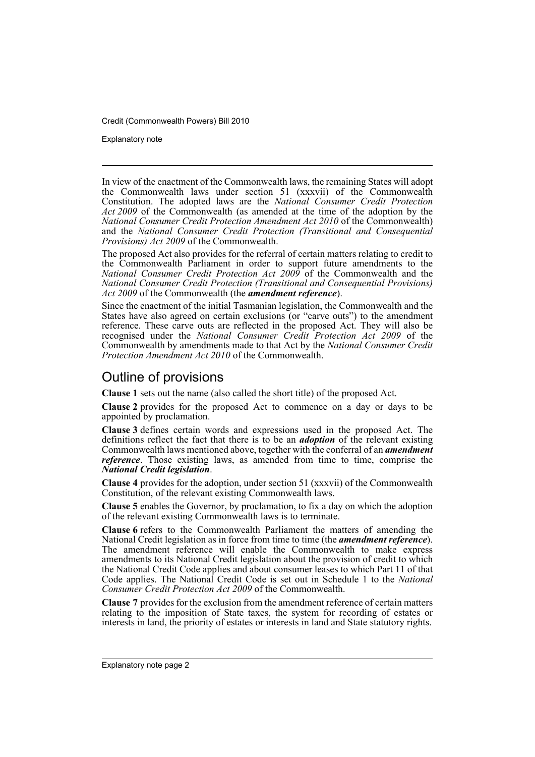In view of the enactment of the Commonwealth laws, the remaining States will adopt the Commonwealth laws under section 51 (xxxvii) of the Commonwealth Constitution. The adopted laws are the *National Consumer Credit Protection Act 2009* of the Commonwealth (as amended at the time of the adoption by the *National Consumer Credit Protection Amendment Act 2010* of the Commonwealth) and the *National Consumer Credit Protection (Transitional and Consequential Provisions) Act 2009* of the Commonwealth.

The proposed Act also provides for the referral of certain matters relating to credit to the Commonwealth Parliament in order to support future amendments to the *National Consumer Credit Protection Act 2009* of the Commonwealth and the *National Consumer Credit Protection (Transitional and Consequential Provisions) Act 2009* of the Commonwealth (the ***amendment reference***).

Since the enactment of the initial Tasmanian legislation, the Commonwealth and the States have also agreed on certain exclusions (or "carve outs") to the amendment reference. These carve outs are reflected in the proposed Act. They will also be recognised under the *National Consumer Credit Protection Act 2009* of the Commonwealth by amendments made to that Act by the *National Consumer Credit Protection Amendment Act 2010* of the Commonwealth.

## Outline of provisions

**Clause 1** sets out the name (also called the short title) of the proposed Act.

**Clause 2** provides for the proposed Act to commence on a day or days to be appointed by proclamation.

**Clause 3** defines certain words and expressions used in the proposed Act. The definitions reflect the fact that there is to be an ***adoption*** of the relevant existing Commonwealth laws mentioned above, together with the conferral of an ***amendment reference***. Those existing laws, as amended from time to time, comprise the ***National Credit legislation***.

**Clause 4** provides for the adoption, under section 51 (xxxvii) of the Commonwealth Constitution, of the relevant existing Commonwealth laws.

**Clause 5** enables the Governor, by proclamation, to fix a day on which the adoption of the relevant existing Commonwealth laws is to terminate.

**Clause 6** refers to the Commonwealth Parliament the matters of amending the National Credit legislation as in force from time to time (the ***amendment reference***). The amendment reference will enable the Commonwealth to make express amendments to its National Credit legislation about the provision of credit to which the National Credit Code applies and about consumer leases to which Part 11 of that Code applies. The National Credit Code is set out in Schedule 1 to the *National Consumer Credit Protection Act 2009* of the Commonwealth.

**Clause 7** provides for the exclusion from the amendment reference of certain matters relating to the imposition of State taxes, the system for recording of estates or interests in land, the priority of estates or interests in land and State statutory rights.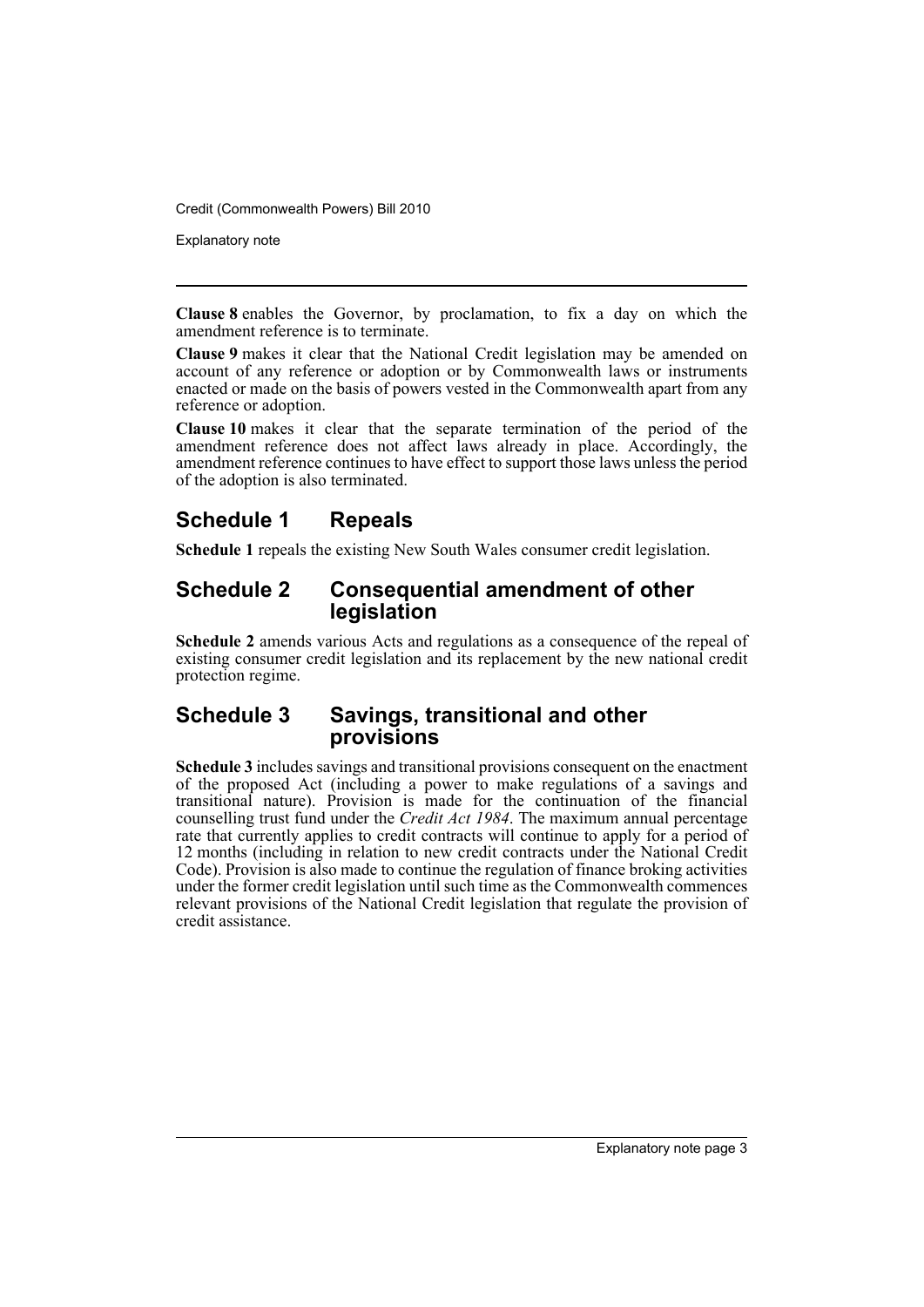**Clause 8** enables the Governor, by proclamation, to fix a day on which the amendment reference is to terminate.

**Clause 9** makes it clear that the National Credit legislation may be amended on account of any reference or adoption or by Commonwealth laws or instruments enacted or made on the basis of powers vested in the Commonwealth apart from any reference or adoption.

**Clause 10** makes it clear that the separate termination of the period of the amendment reference does not affect laws already in place. Accordingly, the amendment reference continues to have effect to support those laws unless the period of the adoption is also terminated.

## Schedule 1 Repeals

**Schedule 1** repeals the existing New South Wales consumer credit legislation.

## Schedule 2 Consequential amendment of other legislation

**Schedule 2** amends various Acts and regulations as a consequence of the repeal of existing consumer credit legislation and its replacement by the new national credit protection regime.

## Schedule 3 Savings, transitional and other provisions

**Schedule 3** includes savings and transitional provisions consequent on the enactment of the proposed Act (including a power to make regulations of a savings and transitional nature). Provision is made for the continuation of the financial counselling trust fund under the *Credit Act 1984*. The maximum annual percentage rate that currently applies to credit contracts will continue to apply for a period of 12 months (including in relation to new credit contracts under the National Credit Code). Provision is also made to continue the regulation of finance broking activities under the former credit legislation until such time as the Commonwealth commences relevant provisions of the National Credit legislation that regulate the provision of credit assistance.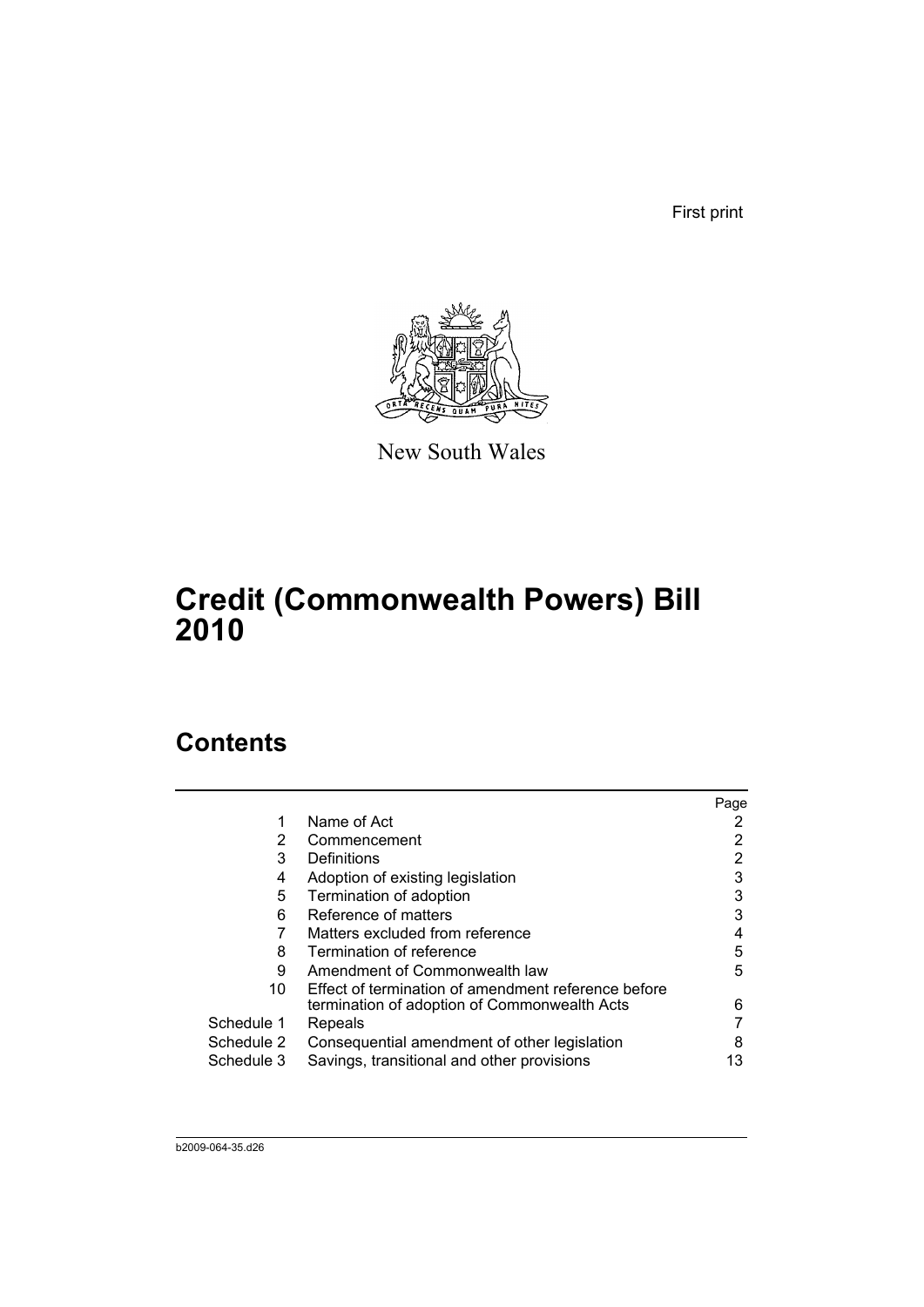First print

New South Wales

# Credit (Commonwealth Powers) Bill 2010

## Contents

| | | Page |
|---|---|---|
| 1 | Name of Act | 2 |
| 2 | Commencement | 2 |
| 3 | Definitions | 2 |
| 4 | Adoption of existing legislation | 3 |
| 5 | Termination of adoption | 3 |
| 6 | Reference of matters | 3 |
| 7 | Matters excluded from reference | 4 |
| 8 | Termination of reference | 5 |
| 9 | Amendment of Commonwealth law | 5 |
| 10 | Effect of termination of amendment reference before termination of adoption of Commonwealth Acts | 6 |
| Schedule 1 | Repeals | 7 |
| Schedule 2 | Consequential amendment of other legislation | 8 |
| Schedule 3 | Savings, transitional and other provisions | 13 |

b2009-064-35.d26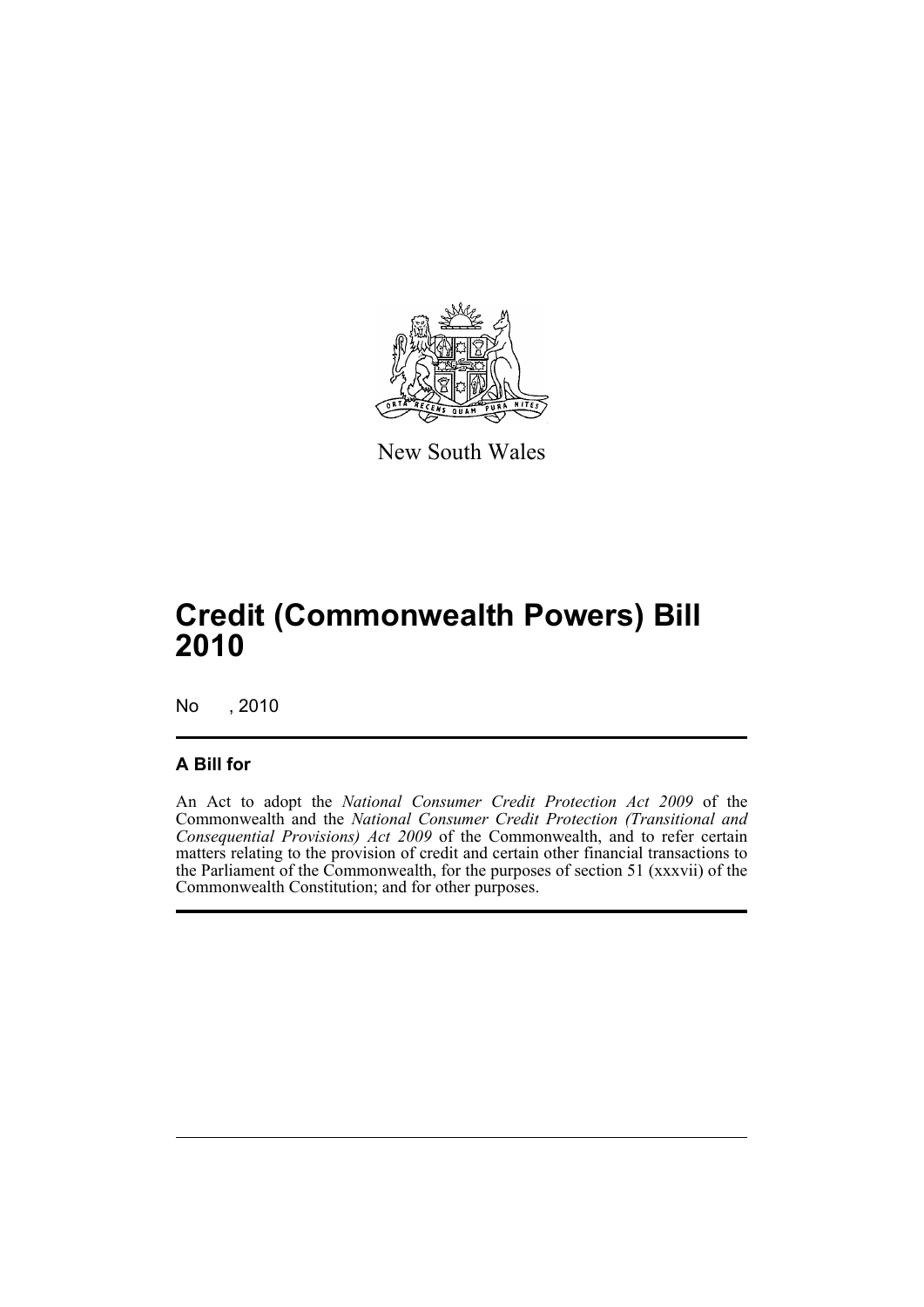New South Wales

# Credit (Commonwealth Powers) Bill 2010

No , 2010

## A Bill for

An Act to adopt the *National Consumer Credit Protection Act 2009* of the Commonwealth and the *National Consumer Credit Protection (Transitional and Consequential Provisions) Act 2009* of the Commonwealth, and to refer certain matters relating to the provision of credit and certain other financial transactions to the Parliament of the Commonwealth, for the purposes of section 51 (xxxvii) of the Commonwealth Constitution; and for other purposes.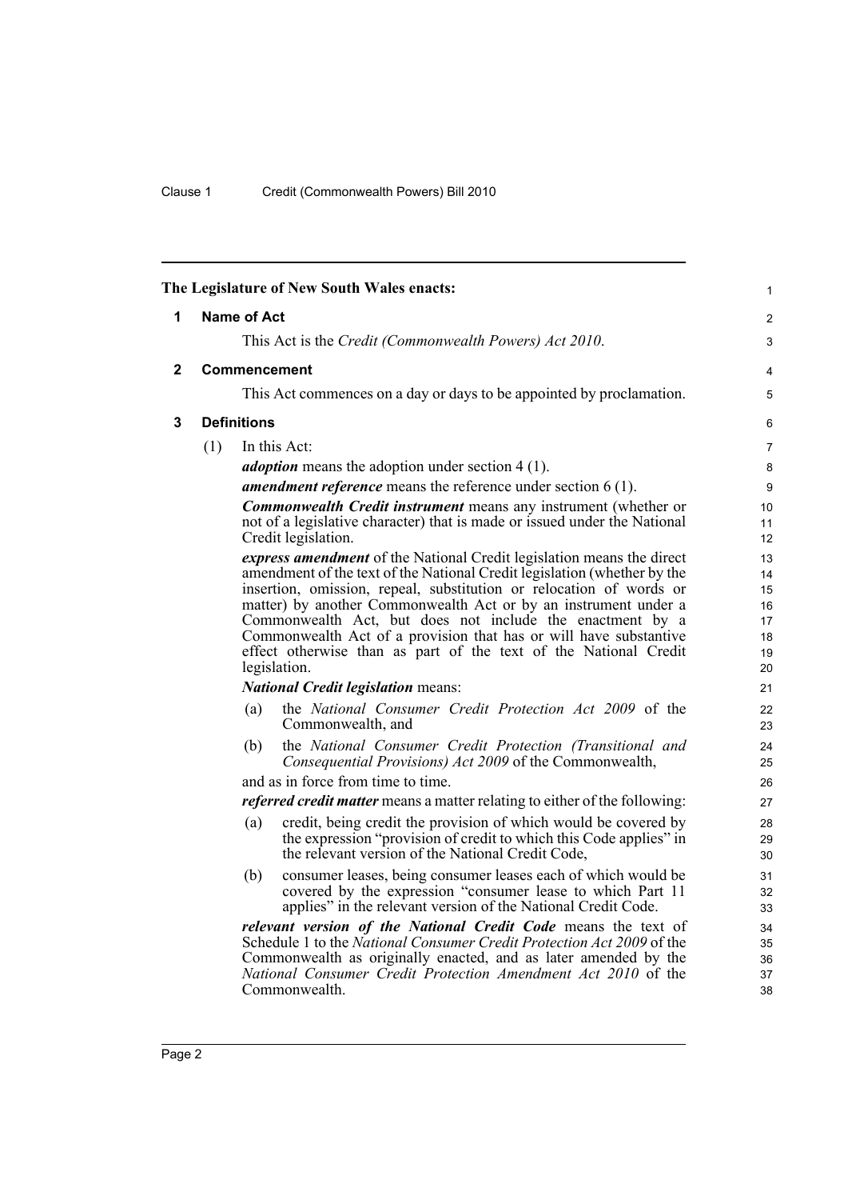The Legislature of New South Wales enacts:

## 1 Name of Act

This Act is the *Credit (Commonwealth Powers) Act 2010*.

## 2 Commencement

This Act commences on a day or days to be appointed by proclamation.

## 3 Definitions

(1) In this Act:

***adoption*** means the adoption under section 4 (1).

***amendment reference*** means the reference under section 6 (1).

***Commonwealth Credit instrument*** means any instrument (whether or not of a legislative character) that is made or issued under the National Credit legislation.

***express amendment*** of the National Credit legislation means the direct amendment of the text of the National Credit legislation (whether by the insertion, omission, repeal, substitution or relocation of words or matter) by another Commonwealth Act or by an instrument under a Commonwealth Act, but does not include the enactment by a Commonwealth Act of a provision that has or will have substantive effect otherwise than as part of the text of the National Credit legislation.

***National Credit legislation*** means:

(a) the *National Consumer Credit Protection Act 2009* of the Commonwealth, and

(b) the *National Consumer Credit Protection (Transitional and Consequential Provisions) Act 2009* of the Commonwealth,

and as in force from time to time.

***referred credit matter*** means a matter relating to either of the following:

(a) credit, being credit the provision of which would be covered by the expression "provision of credit to which this Code applies" in the relevant version of the National Credit Code,

(b) consumer leases, being consumer leases each of which would be covered by the expression "consumer lease to which Part 11 applies" in the relevant version of the National Credit Code.

***relevant version of the National Credit Code*** means the text of Schedule 1 to the *National Consumer Credit Protection Act 2009* of the Commonwealth as originally enacted, and as later amended by the *National Consumer Credit Protection Amendment Act 2010* of the Commonwealth.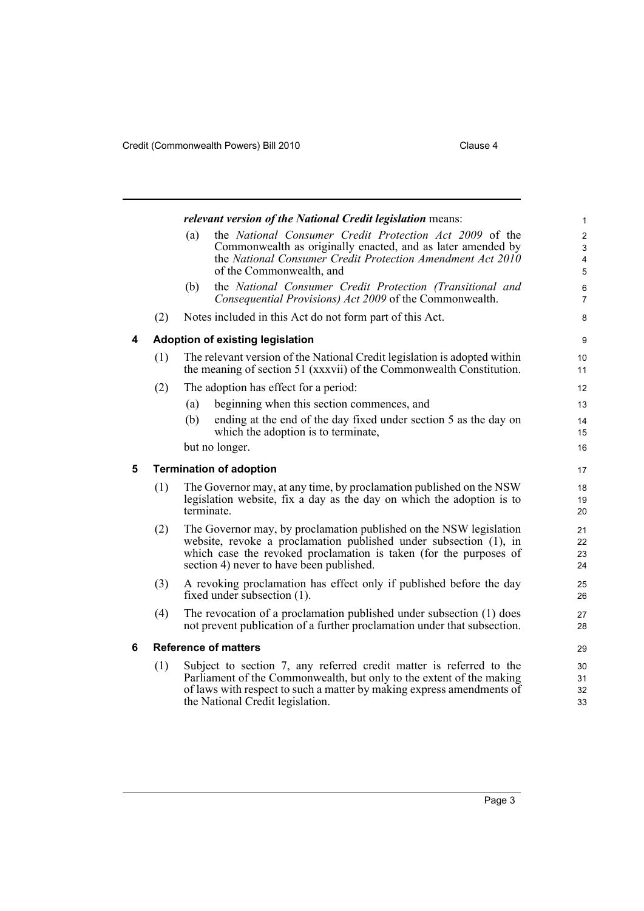***relevant version of the National Credit legislation*** means:

(a) the *National Consumer Credit Protection Act 2009* of the Commonwealth as originally enacted, and as later amended by the *National Consumer Credit Protection Amendment Act 2010* of the Commonwealth, and

(b) the *National Consumer Credit Protection (Transitional and Consequential Provisions) Act 2009* of the Commonwealth.

(2) Notes included in this Act do not form part of this Act.

## 4 Adoption of existing legislation

(1) The relevant version of the National Credit legislation is adopted within the meaning of section 51 (xxxvii) of the Commonwealth Constitution.

(2) The adoption has effect for a period:

(a) beginning when this section commences, and

(b) ending at the end of the day fixed under section 5 as the day on which the adoption is to terminate,

but no longer.

## 5 Termination of adoption

(1) The Governor may, at any time, by proclamation published on the NSW legislation website, fix a day as the day on which the adoption is to terminate.

(2) The Governor may, by proclamation published on the NSW legislation website, revoke a proclamation published under subsection (1), in which case the revoked proclamation is taken (for the purposes of section 4) never to have been published.

(3) A revoking proclamation has effect only if published before the day fixed under subsection (1).

(4) The revocation of a proclamation published under subsection (1) does not prevent publication of a further proclamation under that subsection.

## 6 Reference of matters

(1) Subject to section 7, any referred credit matter is referred to the Parliament of the Commonwealth, but only to the extent of the making of laws with respect to such a matter by making express amendments of the National Credit legislation.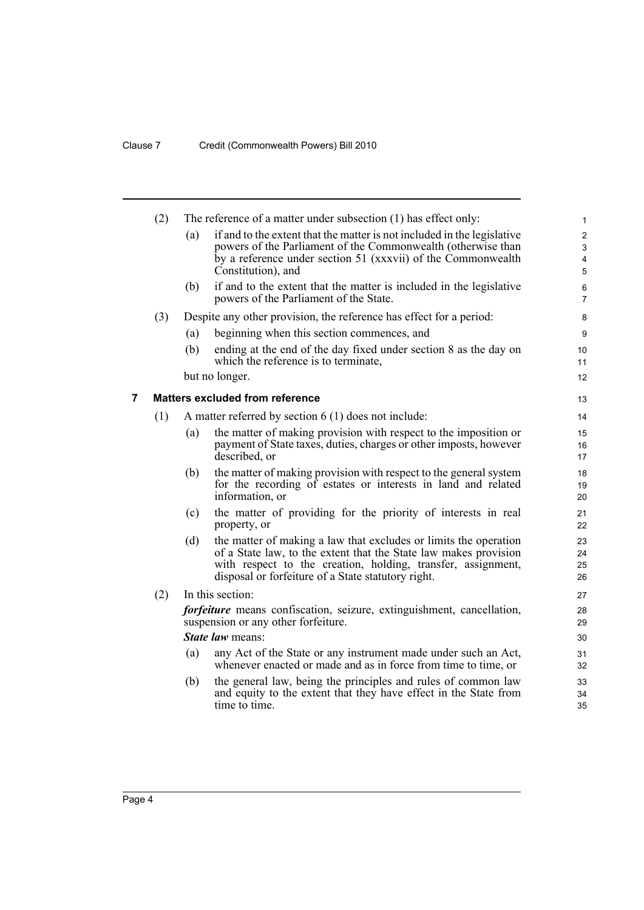(2) The reference of a matter under subsection (1) has effect only:

(a) if and to the extent that the matter is not included in the legislative powers of the Parliament of the Commonwealth (otherwise than by a reference under section 51 (xxxvii) of the Commonwealth Constitution), and

(b) if and to the extent that the matter is included in the legislative powers of the Parliament of the State.

(3) Despite any other provision, the reference has effect for a period:

(a) beginning when this section commences, and

(b) ending at the end of the day fixed under section 8 as the day on which the reference is to terminate,

but no longer.

### 7 Matters excluded from reference

(1) A matter referred by section 6 (1) does not include:

(a) the matter of making provision with respect to the imposition or payment of State taxes, duties, charges or other imposts, however described, or

(b) the matter of making provision with respect to the general system for the recording of estates or interests in land and related information, or

(c) the matter of providing for the priority of interests in real property, or

(d) the matter of making a law that excludes or limits the operation of a State law, to the extent that the State law makes provision with respect to the creation, holding, transfer, assignment, disposal or forfeiture of a State statutory right.

(2) In this section:

***forfeiture*** means confiscation, seizure, extinguishment, cancellation, suspension or any other forfeiture.

***State law*** means:

(a) any Act of the State or any instrument made under such an Act, whenever enacted or made and as in force from time to time, or

(b) the general law, being the principles and rules of common law and equity to the extent that they have effect in the State from time to time.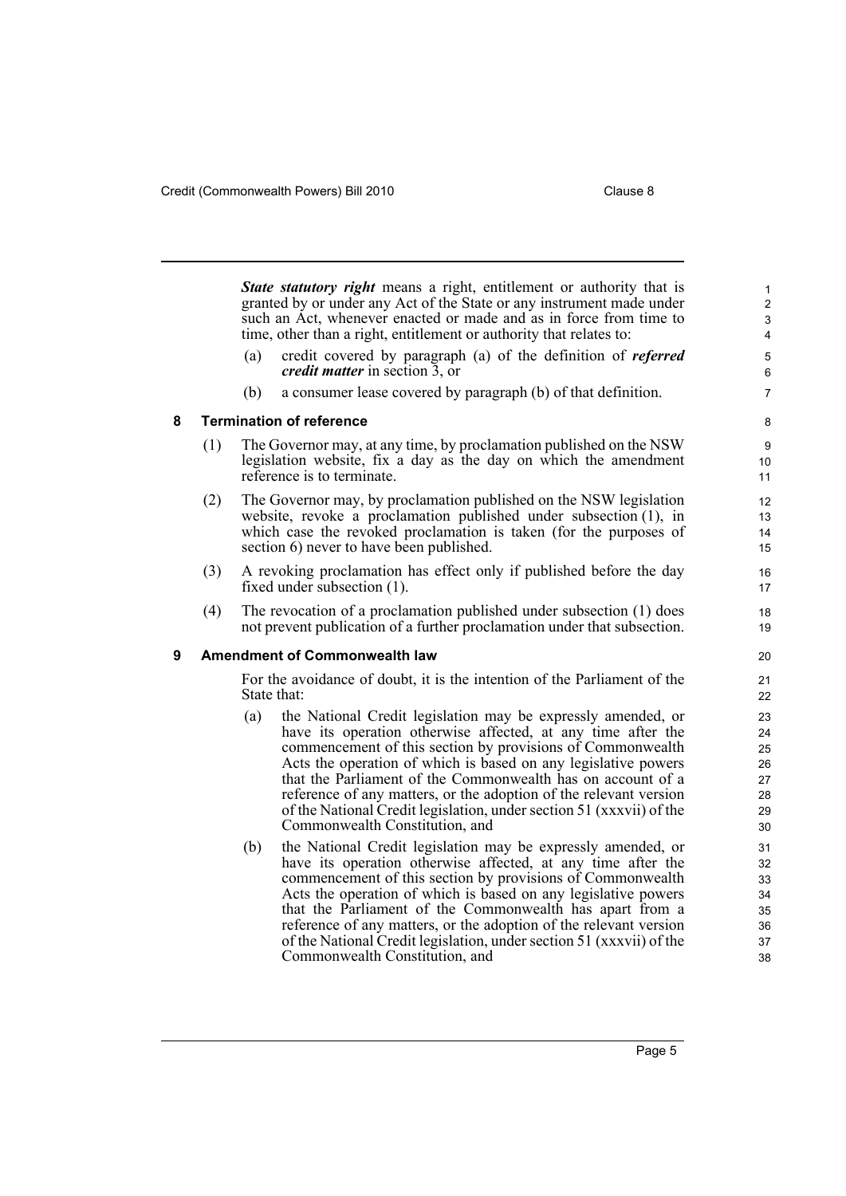***State statutory right*** means a right, entitlement or authority that is granted by or under any Act of the State or any instrument made under such an Act, whenever enacted or made and as in force from time to time, other than a right, entitlement or authority that relates to:

(a) credit covered by paragraph (a) of the definition of ***referred credit matter*** in section 3, or

(b) a consumer lease covered by paragraph (b) of that definition.

### 8 Termination of reference

(1) The Governor may, at any time, by proclamation published on the NSW legislation website, fix a day as the day on which the amendment reference is to terminate.

(2) The Governor may, by proclamation published on the NSW legislation website, revoke a proclamation published under subsection (1), in which case the revoked proclamation is taken (for the purposes of section 6) never to have been published.

(3) A revoking proclamation has effect only if published before the day fixed under subsection (1).

(4) The revocation of a proclamation published under subsection (1) does not prevent publication of a further proclamation under that subsection.

### 9 Amendment of Commonwealth law

For the avoidance of doubt, it is the intention of the Parliament of the State that:

(a) the National Credit legislation may be expressly amended, or have its operation otherwise affected, at any time after the commencement of this section by provisions of Commonwealth Acts the operation of which is based on any legislative powers that the Parliament of the Commonwealth has on account of a reference of any matters, or the adoption of the relevant version of the National Credit legislation, under section 51 (xxxvii) of the Commonwealth Constitution, and

(b) the National Credit legislation may be expressly amended, or have its operation otherwise affected, at any time after the commencement of this section by provisions of Commonwealth Acts the operation of which is based on any legislative powers that the Parliament of the Commonwealth has apart from a reference of any matters, or the adoption of the relevant version of the National Credit legislation, under section 51 (xxxvii) of the Commonwealth Constitution, and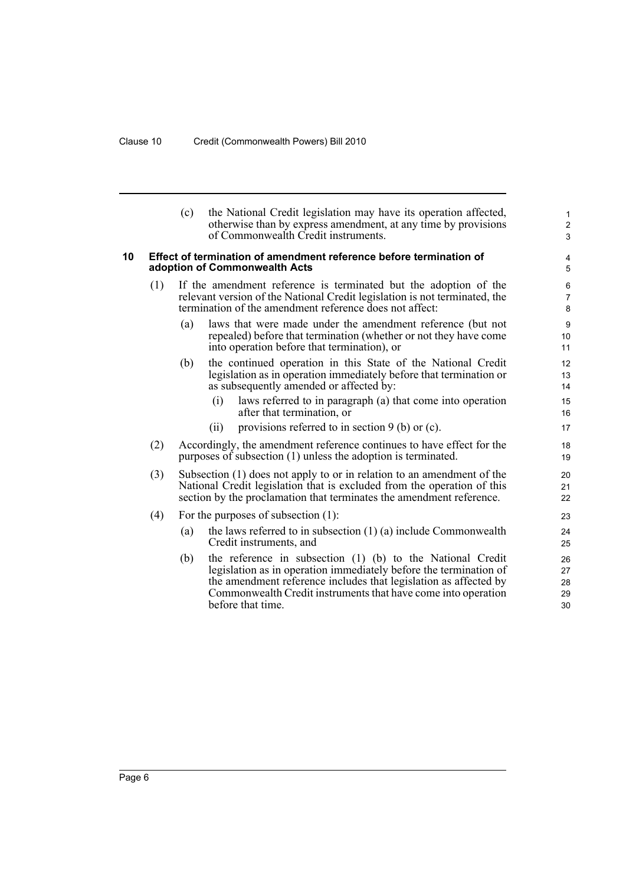(c) the National Credit legislation may have its operation affected, otherwise than by express amendment, at any time by provisions of Commonwealth Credit instruments.

### 10 Effect of termination of amendment reference before termination of adoption of Commonwealth Acts

(1) If the amendment reference is terminated but the adoption of the relevant version of the National Credit legislation is not terminated, the termination of the amendment reference does not affect:

(a) laws that were made under the amendment reference (but not repealed) before that termination (whether or not they have come into operation before that termination), or

(b) the continued operation in this State of the National Credit legislation as in operation immediately before that termination or as subsequently amended or affected by:

(i) laws referred to in paragraph (a) that come into operation after that termination, or

(ii) provisions referred to in section 9 (b) or (c).

(2) Accordingly, the amendment reference continues to have effect for the purposes of subsection (1) unless the adoption is terminated.

(3) Subsection (1) does not apply to or in relation to an amendment of the National Credit legislation that is excluded from the operation of this section by the proclamation that terminates the amendment reference.

(4) For the purposes of subsection (1):

(a) the laws referred to in subsection (1) (a) include Commonwealth Credit instruments, and

(b) the reference in subsection (1) (b) to the National Credit legislation as in operation immediately before the termination of the amendment reference includes that legislation as affected by Commonwealth Credit instruments that have come into operation before that time.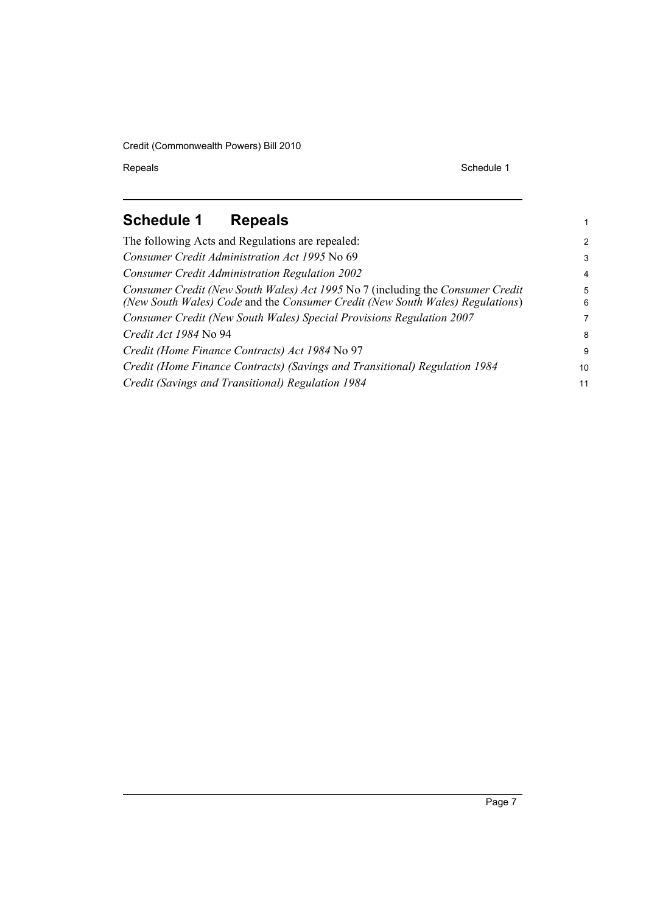# Schedule 1 Repeals

The following Acts and Regulations are repealed:

*Consumer Credit Administration Act 1995* No 69

*Consumer Credit Administration Regulation 2002*

*Consumer Credit (New South Wales) Act 1995* No 7 (including the *Consumer Credit (New South Wales) Code* and the *Consumer Credit (New South Wales) Regulations*)

*Consumer Credit (New South Wales) Special Provisions Regulation 2007*

*Credit Act 1984* No 94

*Credit (Home Finance Contracts) Act 1984* No 97

*Credit (Home Finance Contracts) (Savings and Transitional) Regulation 1984*

*Credit (Savings and Transitional) Regulation 1984*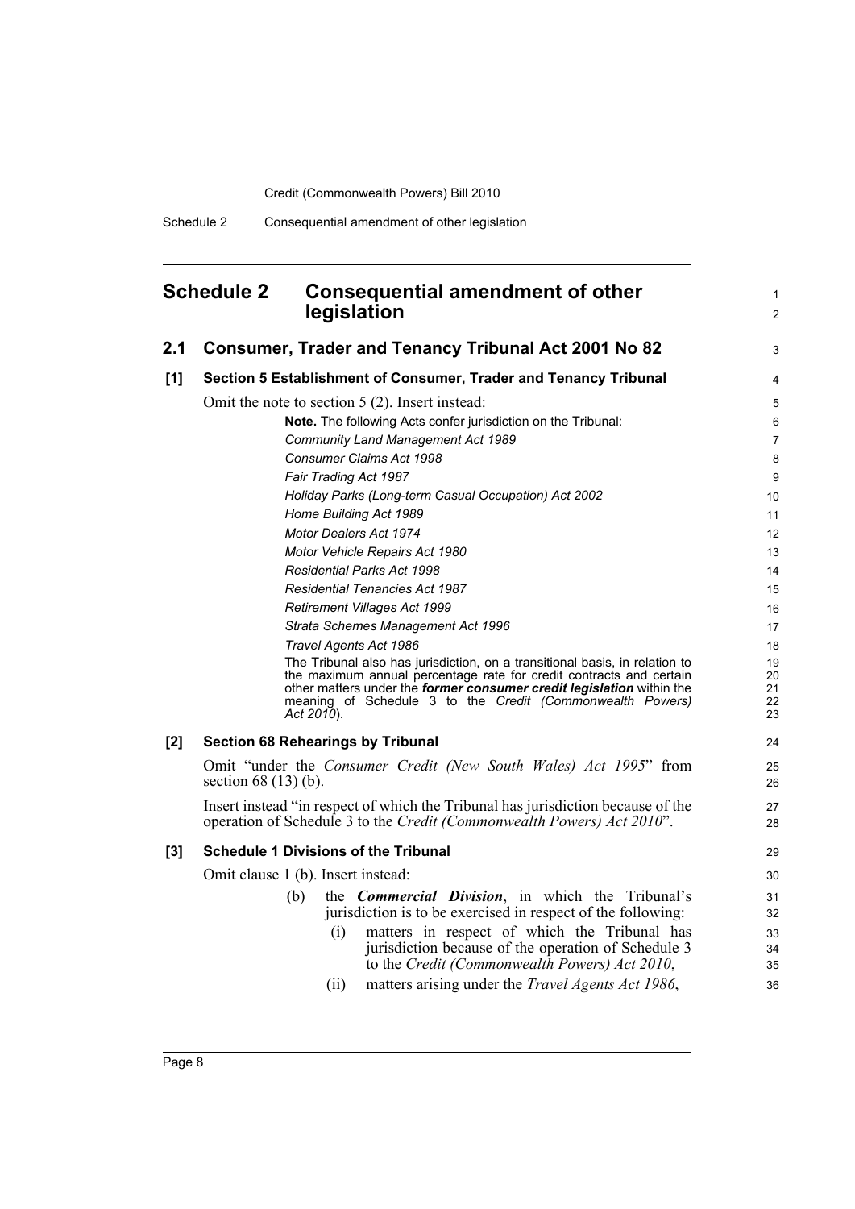# Schedule 2 Consequential amendment of other legislation

## 2.1 Consumer, Trader and Tenancy Tribunal Act 2001 No 82

### [1] Section 5 Establishment of Consumer, Trader and Tenancy Tribunal

Omit the note to section 5 (2). Insert instead:

> **Note.** The following Acts confer jurisdiction on the Tribunal:
>
> *Community Land Management Act 1989*
>
> *Consumer Claims Act 1998*
>
> *Fair Trading Act 1987*
>
> *Holiday Parks (Long-term Casual Occupation) Act 2002*
>
> *Home Building Act 1989*
>
> *Motor Dealers Act 1974*
>
> *Motor Vehicle Repairs Act 1980*
>
> *Residential Parks Act 1998*
>
> *Residential Tenancies Act 1987*
>
> *Retirement Villages Act 1999*
>
> *Strata Schemes Management Act 1996*
>
> *Travel Agents Act 1986*
>
> The Tribunal also has jurisdiction, on a transitional basis, in relation to the maximum annual percentage rate for credit contracts and certain other matters under the ***former consumer credit legislation*** within the meaning of Schedule 3 to the *Credit (Commonwealth Powers) Act 2010*).

### [2] Section 68 Rehearings by Tribunal

Omit "under the *Consumer Credit (New South Wales) Act 1995*" from section 68 (13) (b).

Insert instead "in respect of which the Tribunal has jurisdiction because of the operation of Schedule 3 to the *Credit (Commonwealth Powers) Act 2010*".

### [3] Schedule 1 Divisions of the Tribunal

Omit clause 1 (b). Insert instead:

(b) the ***Commercial Division***, in which the Tribunal's jurisdiction is to be exercised in respect of the following:

(i) matters in respect of which the Tribunal has jurisdiction because of the operation of Schedule 3 to the *Credit (Commonwealth Powers) Act 2010*,

(ii) matters arising under the *Travel Agents Act 1986*,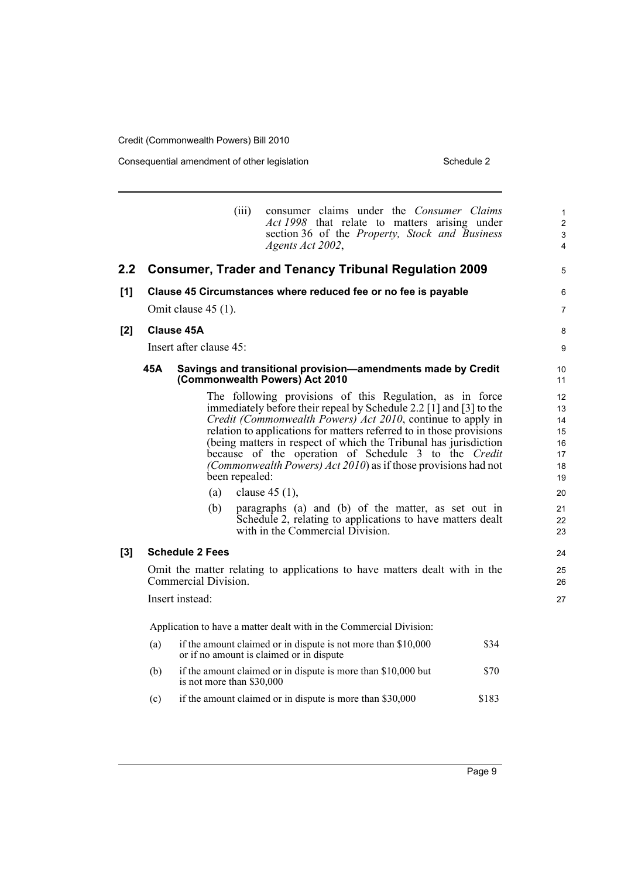(iii) consumer claims under the *Consumer Claims Act 1998* that relate to matters arising under section 36 of the *Property, Stock and Business Agents Act 2002*,

## 2.2 Consumer, Trader and Tenancy Tribunal Regulation 2009

### [1] Clause 45 Circumstances where reduced fee or no fee is payable

Omit clause 45 (1).

### [2] Clause 45A

Insert after clause 45:

#### 45A Savings and transitional provision—amendments made by Credit (Commonwealth Powers) Act 2010

The following provisions of this Regulation, as in force immediately before their repeal by Schedule 2.2 [1] and [3] to the *Credit (Commonwealth Powers) Act 2010*, continue to apply in relation to applications for matters referred to in those provisions (being matters in respect of which the Tribunal has jurisdiction because of the operation of Schedule 3 to the *Credit (Commonwealth Powers) Act 2010*) as if those provisions had not been repealed:

(a) clause 45 (1),

(b) paragraphs (a) and (b) of the matter, as set out in Schedule 2, relating to applications to have matters dealt with in the Commercial Division.

### [3] Schedule 2 Fees

Omit the matter relating to applications to have matters dealt with in the Commercial Division.

Insert instead:

Application to have a matter dealt with in the Commercial Division:

| | | |
|---|---|---|
| (a) | if the amount claimed or in dispute is not more than $10,000 or if no amount is claimed or in dispute | $34 |
| (b) | if the amount claimed or in dispute is more than $10,000 but is not more than $30,000 | $70 |
| (c) | if the amount claimed or in dispute is more than $30,000 | $183 |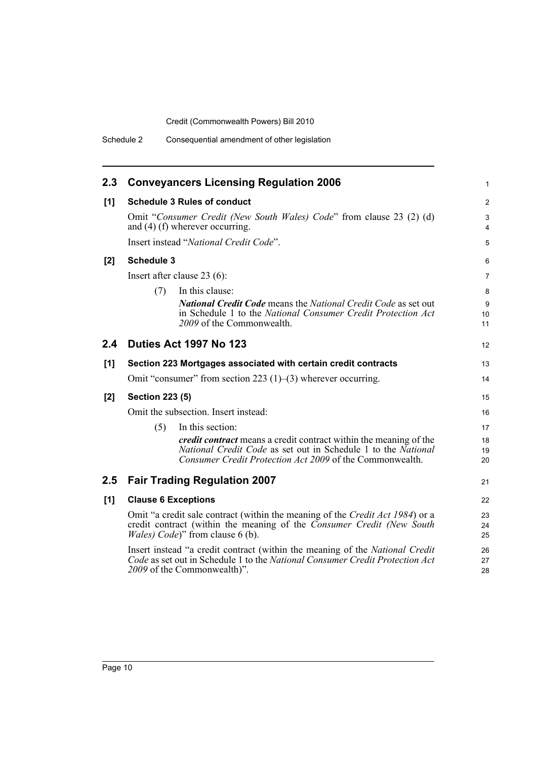## 2.3 Conveyancers Licensing Regulation 2006

### [1] Schedule 3 Rules of conduct

Omit "*Consumer Credit (New South Wales) Code*" from clause 23 (2) (d) and (4) (f) wherever occurring.

Insert instead "*National Credit Code*".

### [2] Schedule 3

Insert after clause 23 (6):

(7) In this clause:

***National Credit Code*** means the *National Credit Code* as set out in Schedule 1 to the *National Consumer Credit Protection Act 2009* of the Commonwealth.

## 2.4 Duties Act 1997 No 123

### [1] Section 223 Mortgages associated with certain credit contracts

Omit "consumer" from section 223 (1)–(3) wherever occurring.

### [2] Section 223 (5)

Omit the subsection. Insert instead:

(5) In this section:

***credit contract*** means a credit contract within the meaning of the *National Credit Code* as set out in Schedule 1 to the *National Consumer Credit Protection Act 2009* of the Commonwealth.

## 2.5 Fair Trading Regulation 2007

### [1] Clause 6 Exceptions

Omit "a credit sale contract (within the meaning of the *Credit Act 1984*) or a credit contract (within the meaning of the *Consumer Credit (New South Wales) Code*)" from clause 6 (b).

Insert instead "a credit contract (within the meaning of the *National Credit Code* as set out in Schedule 1 to the *National Consumer Credit Protection Act 2009* of the Commonwealth)".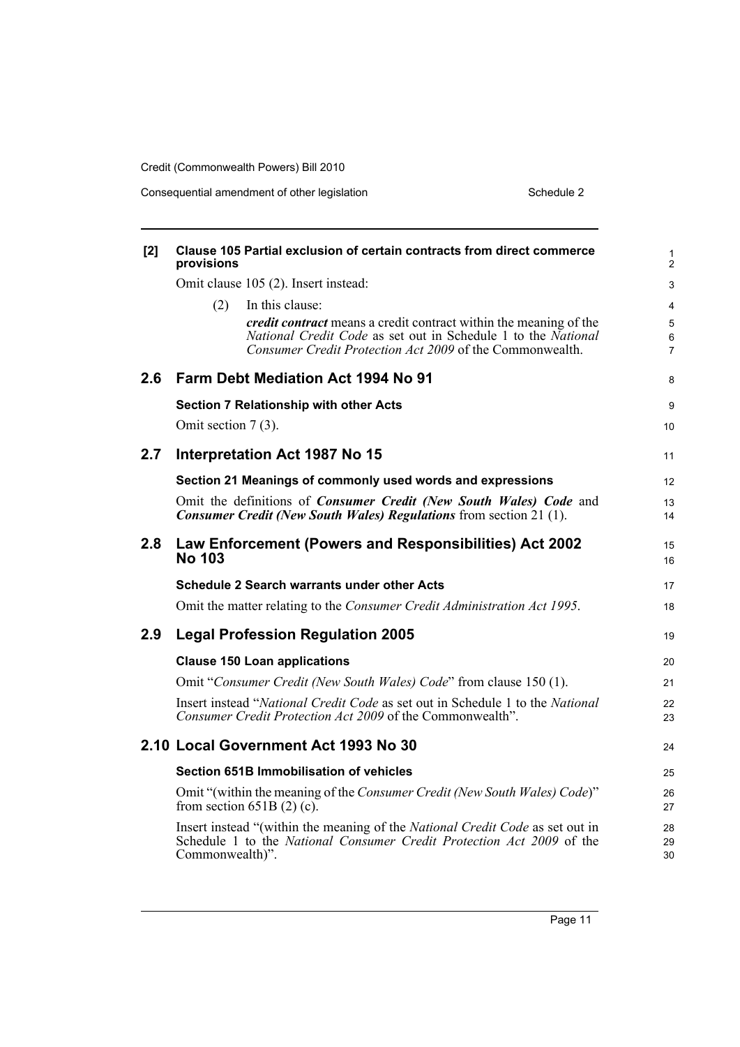**[2] Clause 105 Partial exclusion of certain contracts from direct commerce provisions**

Omit clause 105 (2). Insert instead:

(2) In this clause:

***credit contract*** means a credit contract within the meaning of the *National Credit Code* as set out in Schedule 1 to the *National Consumer Credit Protection Act 2009* of the Commonwealth.

## 2.6 Farm Debt Mediation Act 1994 No 91

**Section 7 Relationship with other Acts**

Omit section 7 (3).

## 2.7 Interpretation Act 1987 No 15

**Section 21 Meanings of commonly used words and expressions**

Omit the definitions of ***Consumer Credit (New South Wales) Code*** and ***Consumer Credit (New South Wales) Regulations*** from section 21 (1).

## 2.8 Law Enforcement (Powers and Responsibilities) Act 2002 No 103

**Schedule 2 Search warrants under other Acts**

Omit the matter relating to the *Consumer Credit Administration Act 1995*.

## 2.9 Legal Profession Regulation 2005

**Clause 150 Loan applications**

Omit "*Consumer Credit (New South Wales) Code*" from clause 150 (1).

Insert instead "*National Credit Code* as set out in Schedule 1 to the *National Consumer Credit Protection Act 2009* of the Commonwealth".

## 2.10 Local Government Act 1993 No 30

**Section 651B Immobilisation of vehicles**

Omit "(within the meaning of the *Consumer Credit (New South Wales) Code*)" from section 651B (2) (c).

Insert instead "(within the meaning of the *National Credit Code* as set out in Schedule 1 to the *National Consumer Credit Protection Act 2009* of the Commonwealth)".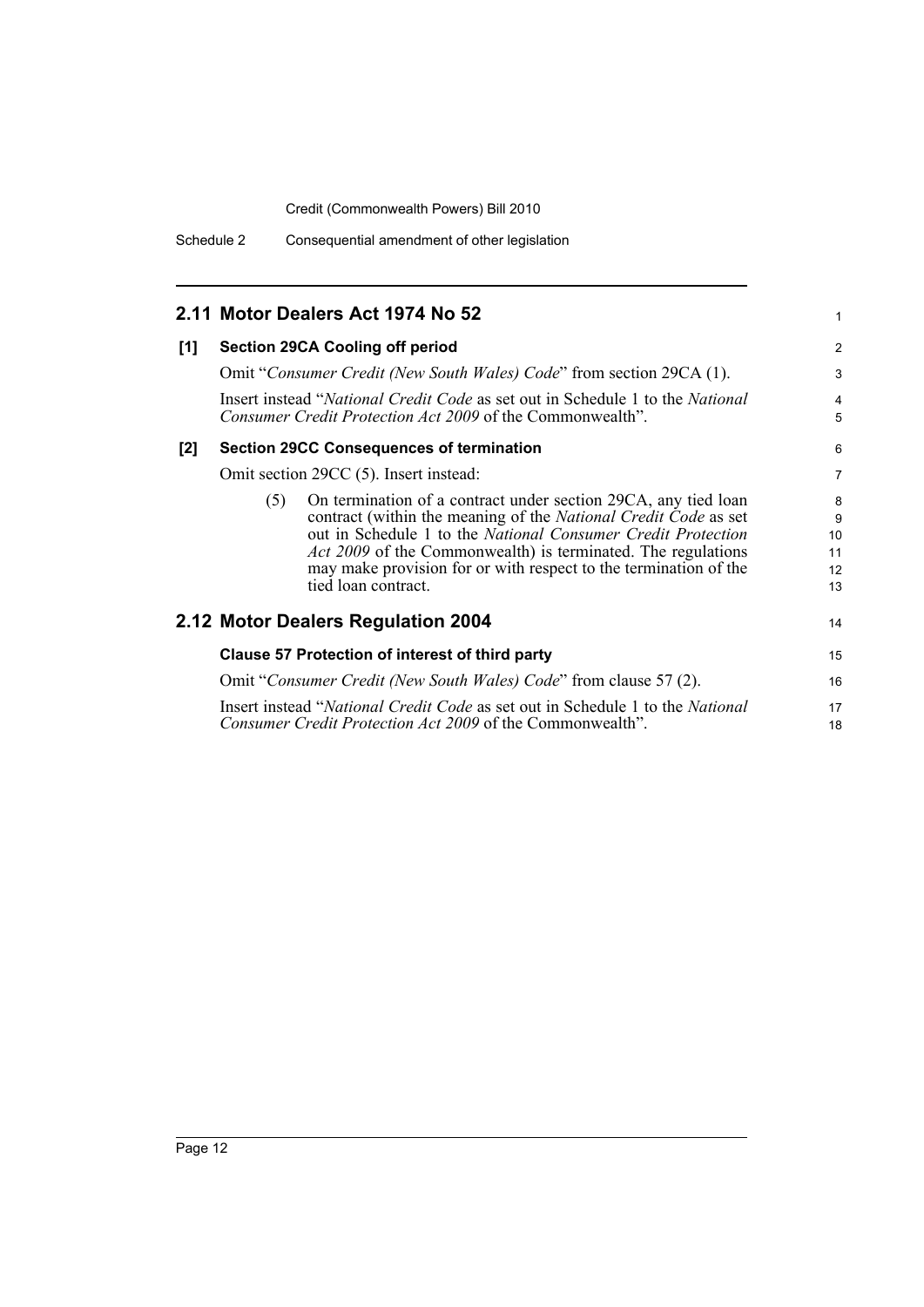## 2.11 Motor Dealers Act 1974 No 52

**[1] Section 29CA Cooling off period**

Omit "*Consumer Credit (New South Wales) Code*" from section 29CA (1).

Insert instead "*National Credit Code* as set out in Schedule 1 to the *National Consumer Credit Protection Act 2009* of the Commonwealth".

**[2] Section 29CC Consequences of termination**

Omit section 29CC (5). Insert instead:

(5) On termination of a contract under section 29CA, any tied loan contract (within the meaning of the *National Credit Code* as set out in Schedule 1 to the *National Consumer Credit Protection Act 2009* of the Commonwealth) is terminated. The regulations may make provision for or with respect to the termination of the tied loan contract.

## 2.12 Motor Dealers Regulation 2004

**Clause 57 Protection of interest of third party**

Omit "*Consumer Credit (New South Wales) Code*" from clause 57 (2).

Insert instead "*National Credit Code* as set out in Schedule 1 to the *National Consumer Credit Protection Act 2009* of the Commonwealth".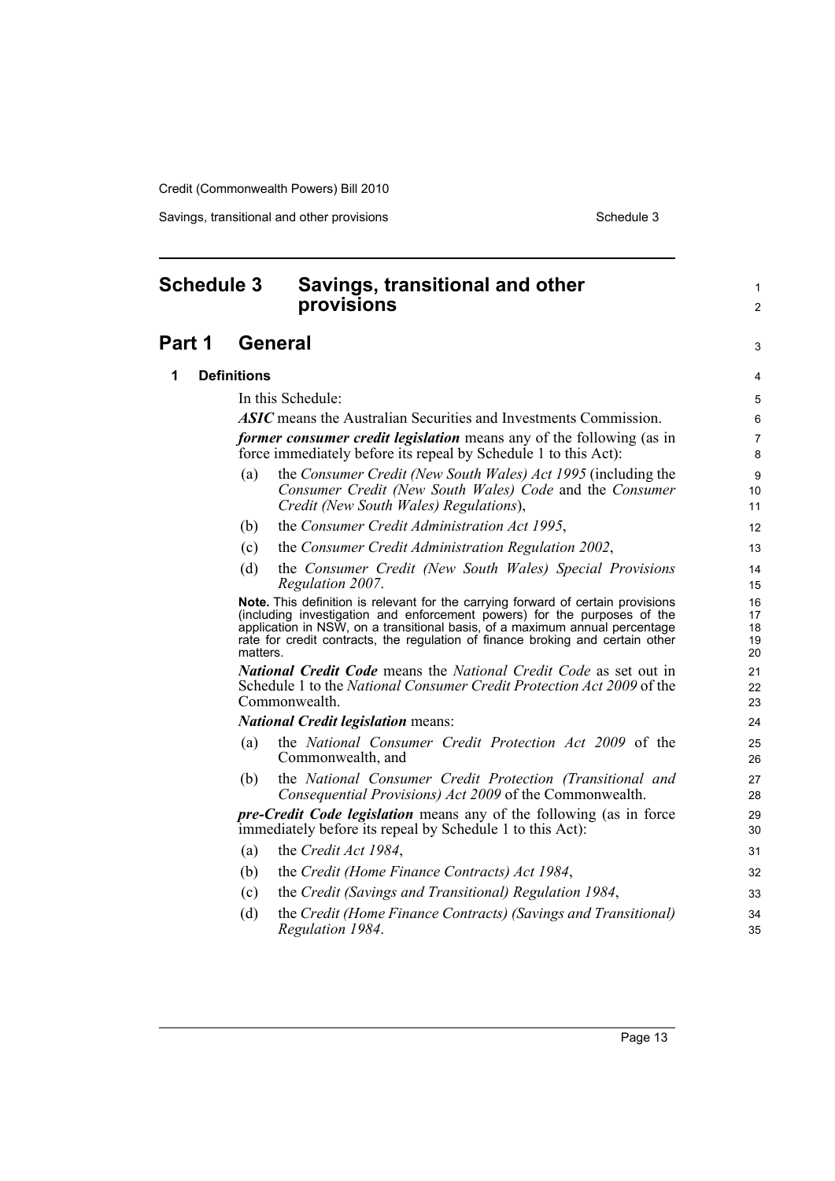# Schedule 3 Savings, transitional and other provisions

## Part 1 General

### 1 Definitions

In this Schedule:

***ASIC*** means the Australian Securities and Investments Commission.

***former consumer credit legislation*** means any of the following (as in force immediately before its repeal by Schedule 1 to this Act):

(a) the *Consumer Credit (New South Wales) Act 1995* (including the *Consumer Credit (New South Wales) Code* and the *Consumer Credit (New South Wales) Regulations*),

(b) the *Consumer Credit Administration Act 1995*,

(c) the *Consumer Credit Administration Regulation 2002*,

(d) the *Consumer Credit (New South Wales) Special Provisions Regulation 2007*.

**Note.** This definition is relevant for the carrying forward of certain provisions (including investigation and enforcement powers) for the purposes of the application in NSW, on a transitional basis, of a maximum annual percentage rate for credit contracts, the regulation of finance broking and certain other matters.

***National Credit Code*** means the *National Credit Code* as set out in Schedule 1 to the *National Consumer Credit Protection Act 2009* of the Commonwealth.

***National Credit legislation*** means:

(a) the *National Consumer Credit Protection Act 2009* of the Commonwealth, and

(b) the *National Consumer Credit Protection (Transitional and Consequential Provisions) Act 2009* of the Commonwealth.

***pre-Credit Code legislation*** means any of the following (as in force immediately before its repeal by Schedule 1 to this Act):

(a) the *Credit Act 1984*,

(b) the *Credit (Home Finance Contracts) Act 1984*,

(c) the *Credit (Savings and Transitional) Regulation 1984*,

(d) the *Credit (Home Finance Contracts) (Savings and Transitional) Regulation 1984*.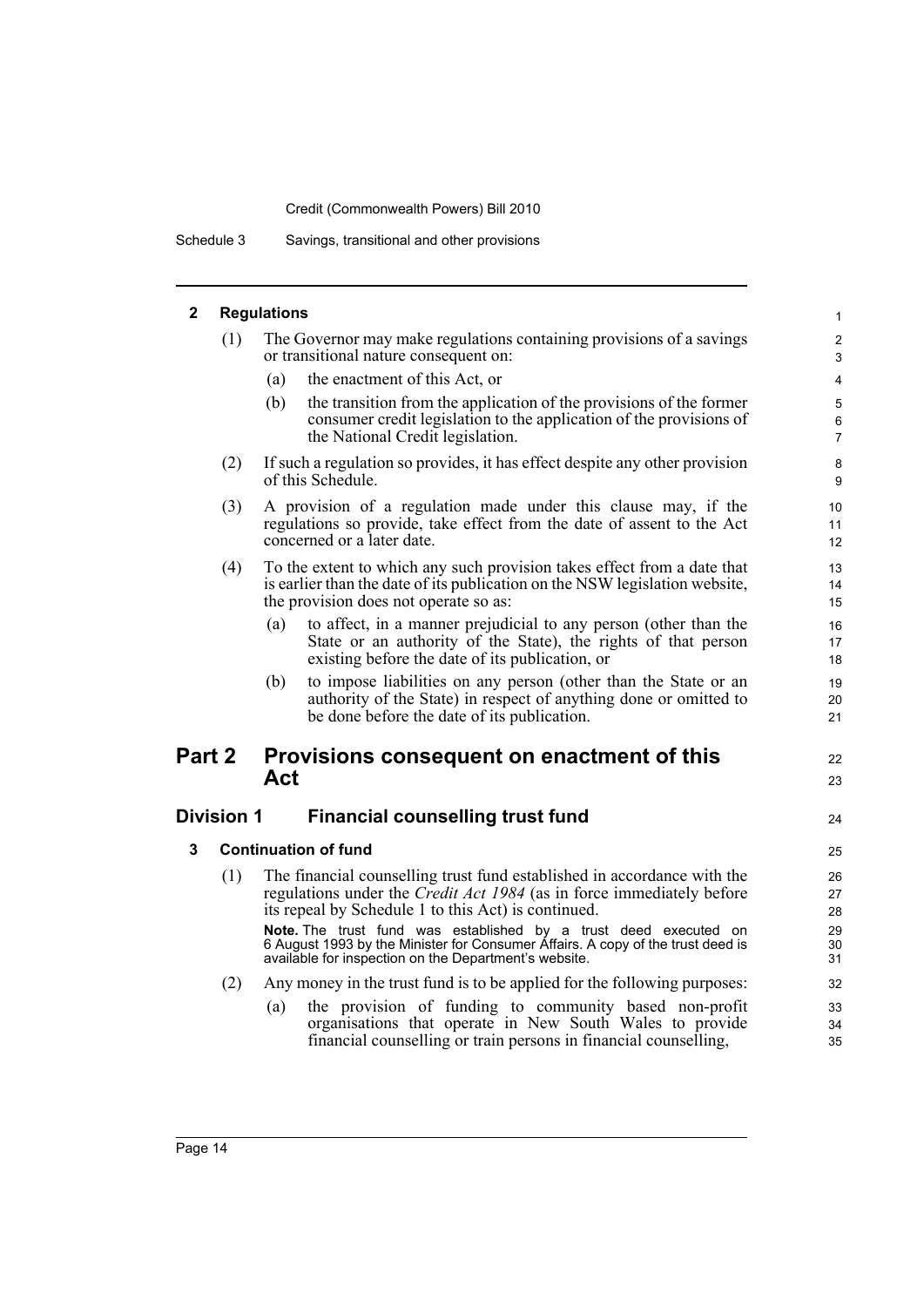### 2 Regulations

(1) The Governor may make regulations containing provisions of a savings or transitional nature consequent on:

- (a) the enactment of this Act, or
- (b) the transition from the application of the provisions of the former consumer credit legislation to the application of the provisions of the National Credit legislation.

(2) If such a regulation so provides, it has effect despite any other provision of this Schedule.

(3) A provision of a regulation made under this clause may, if the regulations so provide, take effect from the date of assent to the Act concerned or a later date.

(4) To the extent to which any such provision takes effect from a date that is earlier than the date of its publication on the NSW legislation website, the provision does not operate so as:

- (a) to affect, in a manner prejudicial to any person (other than the State or an authority of the State), the rights of that person existing before the date of its publication, or
- (b) to impose liabilities on any person (other than the State or an authority of the State) in respect of anything done or omitted to be done before the date of its publication.

# Part 2 Provisions consequent on enactment of this Act

## Division 1 Financial counselling trust fund

### 3 Continuation of fund

(1) The financial counselling trust fund established in accordance with the regulations under the *Credit Act 1984* (as in force immediately before its repeal by Schedule 1 to this Act) is continued.

**Note.** The trust fund was established by a trust deed executed on 6 August 1993 by the Minister for Consumer Affairs. A copy of the trust deed is available for inspection on the Department's website.

(2) Any money in the trust fund is to be applied for the following purposes:

- (a) the provision of funding to community based non-profit organisations that operate in New South Wales to provide financial counselling or train persons in financial counselling,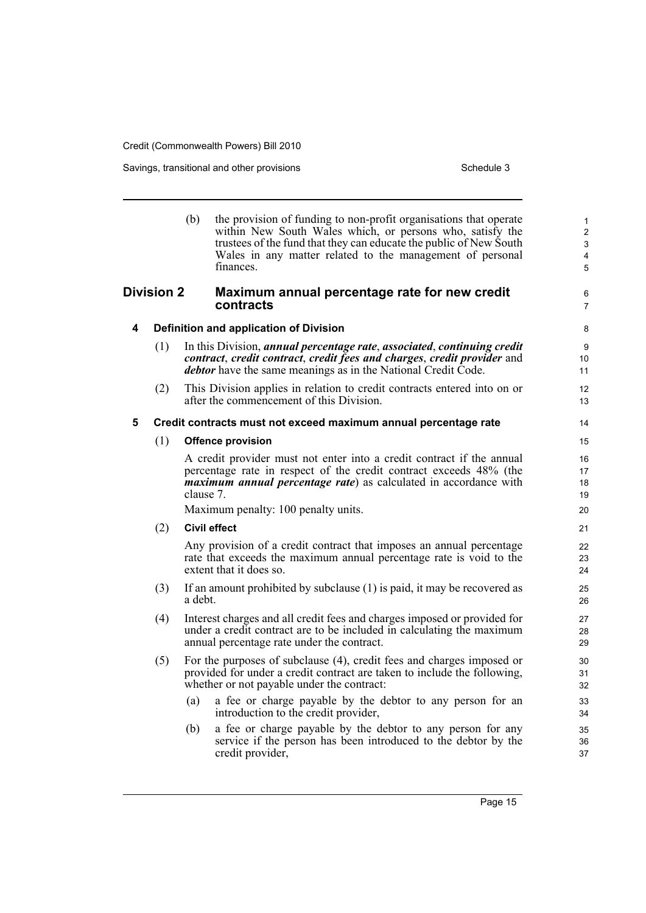(b) the provision of funding to non-profit organisations that operate within New South Wales which, or persons who, satisfy the trustees of the fund that they can educate the public of New South Wales in any matter related to the management of personal finances.

## Division 2 Maximum annual percentage rate for new credit contracts

### 4 Definition and application of Division

(1) In this Division, ***annual percentage rate***, ***associated***, ***continuing credit contract***, ***credit contract***, ***credit fees and charges***, ***credit provider*** and ***debtor*** have the same meanings as in the National Credit Code.

(2) This Division applies in relation to credit contracts entered into on or after the commencement of this Division.

### 5 Credit contracts must not exceed maximum annual percentage rate

(1) **Offence provision**

A credit provider must not enter into a credit contract if the annual percentage rate in respect of the credit contract exceeds 48% (the ***maximum annual percentage rate***) as calculated in accordance with clause 7.

Maximum penalty: 100 penalty units.

(2) **Civil effect**

Any provision of a credit contract that imposes an annual percentage rate that exceeds the maximum annual percentage rate is void to the extent that it does so.

(3) If an amount prohibited by subclause (1) is paid, it may be recovered as a debt.

(4) Interest charges and all credit fees and charges imposed or provided for under a credit contract are to be included in calculating the maximum annual percentage rate under the contract.

(5) For the purposes of subclause (4), credit fees and charges imposed or provided for under a credit contract are taken to include the following, whether or not payable under the contract:

(a) a fee or charge payable by the debtor to any person for an introduction to the credit provider,

(b) a fee or charge payable by the debtor to any person for any service if the person has been introduced to the debtor by the credit provider,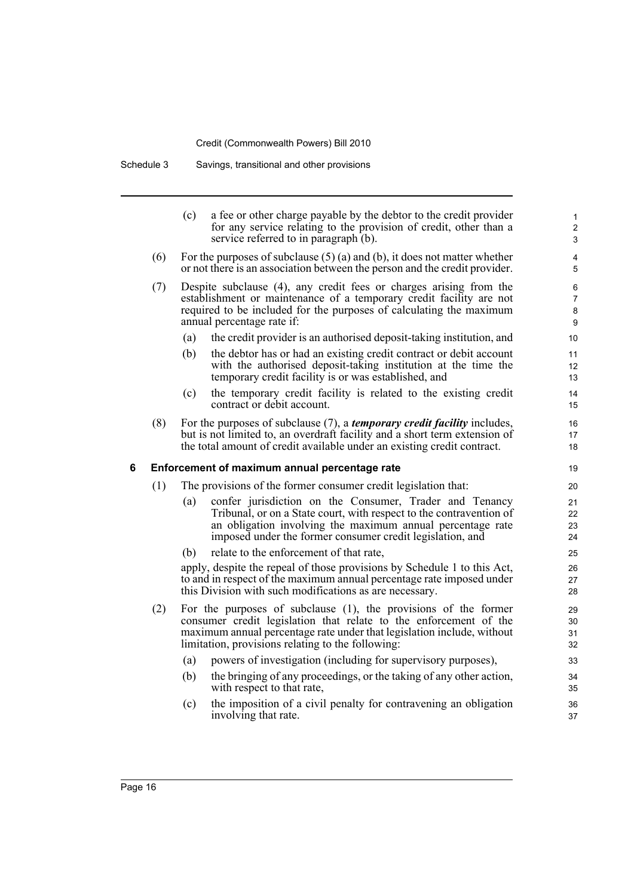(c) a fee or other charge payable by the debtor to the credit provider for any service relating to the provision of credit, other than a service referred to in paragraph (b).

(6) For the purposes of subclause (5) (a) and (b), it does not matter whether or not there is an association between the person and the credit provider.

(7) Despite subclause (4), any credit fees or charges arising from the establishment or maintenance of a temporary credit facility are not required to be included for the purposes of calculating the maximum annual percentage rate if:

(a) the credit provider is an authorised deposit-taking institution, and

(b) the debtor has or had an existing credit contract or debit account with the authorised deposit-taking institution at the time the temporary credit facility is or was established, and

(c) the temporary credit facility is related to the existing credit contract or debit account.

(8) For the purposes of subclause (7), a ***temporary credit facility*** includes, but is not limited to, an overdraft facility and a short term extension of the total amount of credit available under an existing credit contract.

**6 Enforcement of maximum annual percentage rate**

(1) The provisions of the former consumer credit legislation that:

(a) confer jurisdiction on the Consumer, Trader and Tenancy Tribunal, or on a State court, with respect to the contravention of an obligation involving the maximum annual percentage rate imposed under the former consumer credit legislation, and

(b) relate to the enforcement of that rate,

apply, despite the repeal of those provisions by Schedule 1 to this Act, to and in respect of the maximum annual percentage rate imposed under this Division with such modifications as are necessary.

(2) For the purposes of subclause (1), the provisions of the former consumer credit legislation that relate to the enforcement of the maximum annual percentage rate under that legislation include, without limitation, provisions relating to the following:

(a) powers of investigation (including for supervisory purposes),

(b) the bringing of any proceedings, or the taking of any other action, with respect to that rate,

(c) the imposition of a civil penalty for contravening an obligation involving that rate.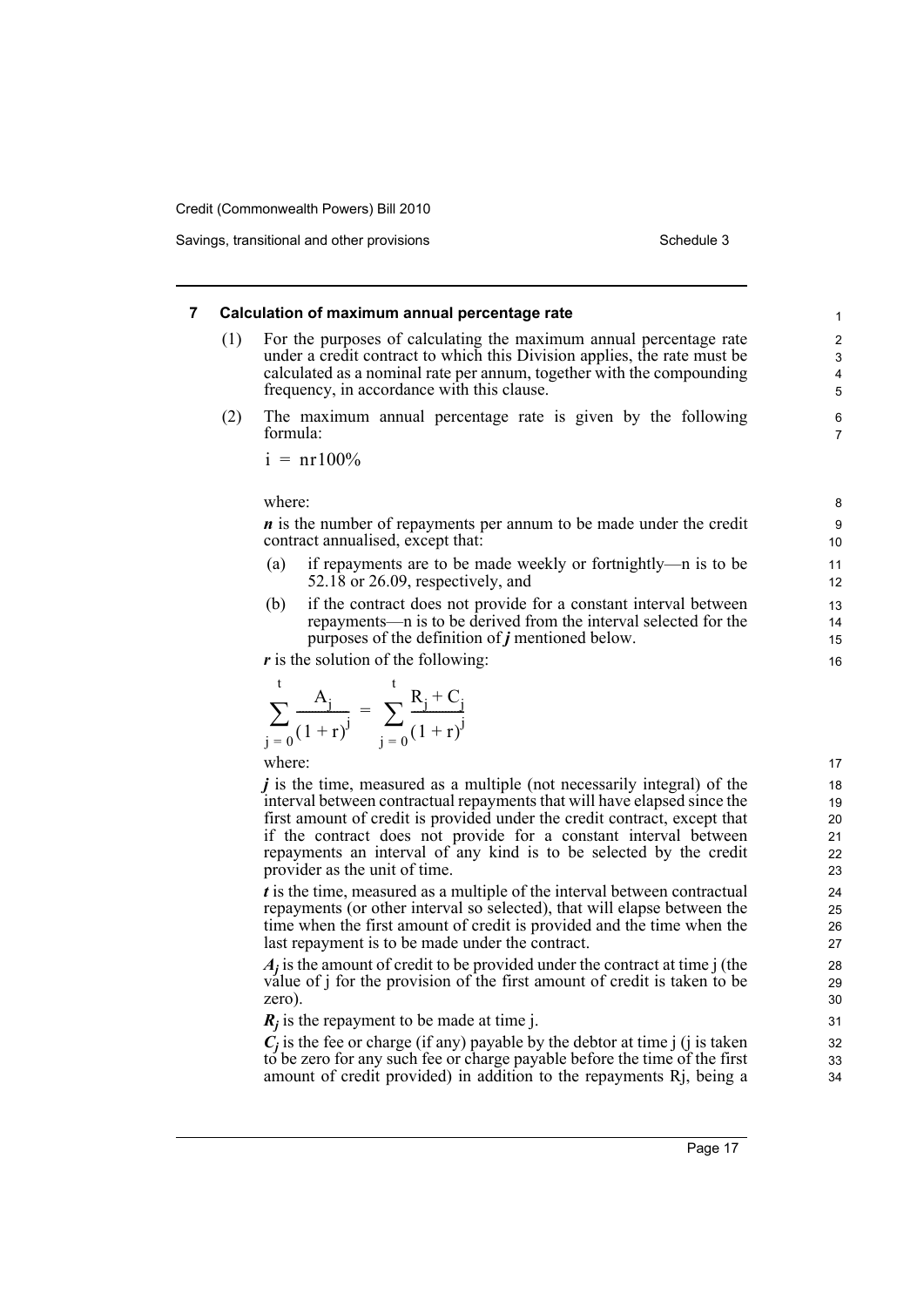## 7 Calculation of maximum annual percentage rate

(1) For the purposes of calculating the maximum annual percentage rate under a credit contract to which this Division applies, the rate must be calculated as a nominal rate per annum, together with the compounding frequency, in accordance with this clause.

(2) The maximum annual percentage rate is given by the following formula:

$$i = nr100\%$$

where:

***n*** is the number of repayments per annum to be made under the credit contract annualised, except that:

(a) if repayments are to be made weekly or fortnightly—n is to be 52.18 or 26.09, respectively, and

(b) if the contract does not provide for a constant interval between repayments—n is to be derived from the interval selected for the purposes of the definition of ***j*** mentioned below.

***r*** is the solution of the following:

$$\sum_{j=0}^{t} \frac{A_j}{(1+r)^j} = \sum_{j=0}^{t} \frac{R_j + C_j}{(1+r)^j}$$

where:

***j*** is the time, measured as a multiple (not necessarily integral) of the interval between contractual repayments that will have elapsed since the first amount of credit is provided under the credit contract, except that if the contract does not provide for a constant interval between repayments an interval of any kind is to be selected by the credit provider as the unit of time.

***t*** is the time, measured as a multiple of the interval between contractual repayments (or other interval so selected), that will elapse between the time when the first amount of credit is provided and the time when the last repayment is to be made under the contract.

$\boldsymbol{A_j}$ is the amount of credit to be provided under the contract at time j (the value of j for the provision of the first amount of credit is taken to be zero).

$\boldsymbol{R_j}$ is the repayment to be made at time j.

$\boldsymbol{C_j}$ is the fee or charge (if any) payable by the debtor at time j (j is taken to be zero for any such fee or charge payable before the time of the first amount of credit provided) in addition to the repayments Rj, being a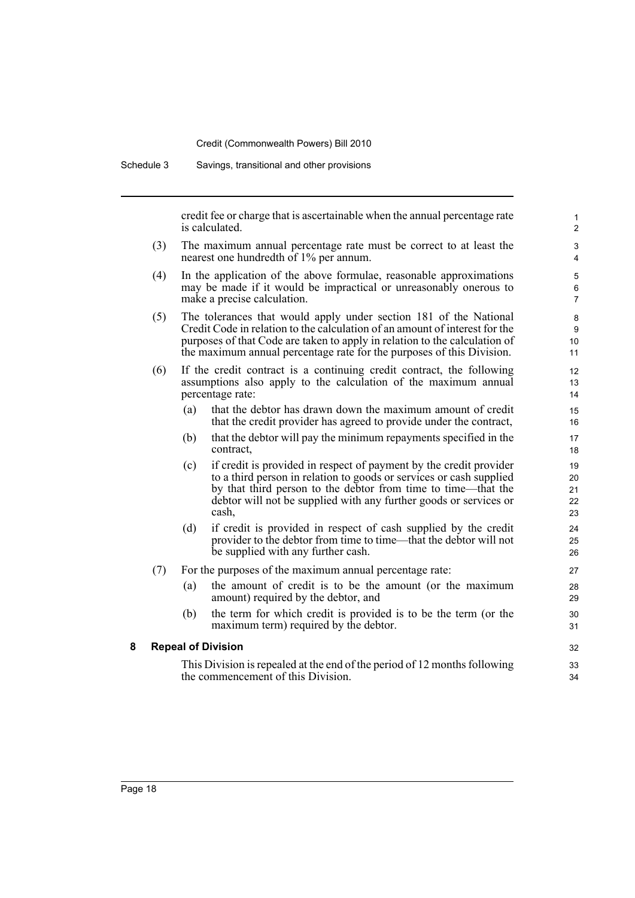credit fee or charge that is ascertainable when the annual percentage rate is calculated.

(3) The maximum annual percentage rate must be correct to at least the nearest one hundredth of 1% per annum.

(4) In the application of the above formulae, reasonable approximations may be made if it would be impractical or unreasonably onerous to make a precise calculation.

(5) The tolerances that would apply under section 181 of the National Credit Code in relation to the calculation of an amount of interest for the purposes of that Code are taken to apply in relation to the calculation of the maximum annual percentage rate for the purposes of this Division.

(6) If the credit contract is a continuing credit contract, the following assumptions also apply to the calculation of the maximum annual percentage rate:

(a) that the debtor has drawn down the maximum amount of credit that the credit provider has agreed to provide under the contract,

(b) that the debtor will pay the minimum repayments specified in the contract,

(c) if credit is provided in respect of payment by the credit provider to a third person in relation to goods or services or cash supplied by that third person to the debtor from time to time—that the debtor will not be supplied with any further goods or services or cash,

(d) if credit is provided in respect of cash supplied by the credit provider to the debtor from time to time—that the debtor will not be supplied with any further cash.

(7) For the purposes of the maximum annual percentage rate:

(a) the amount of credit is to be the amount (or the maximum amount) required by the debtor, and

(b) the term for which credit is provided is to be the term (or the maximum term) required by the debtor.

### 8 Repeal of Division

This Division is repealed at the end of the period of 12 months following the commencement of this Division.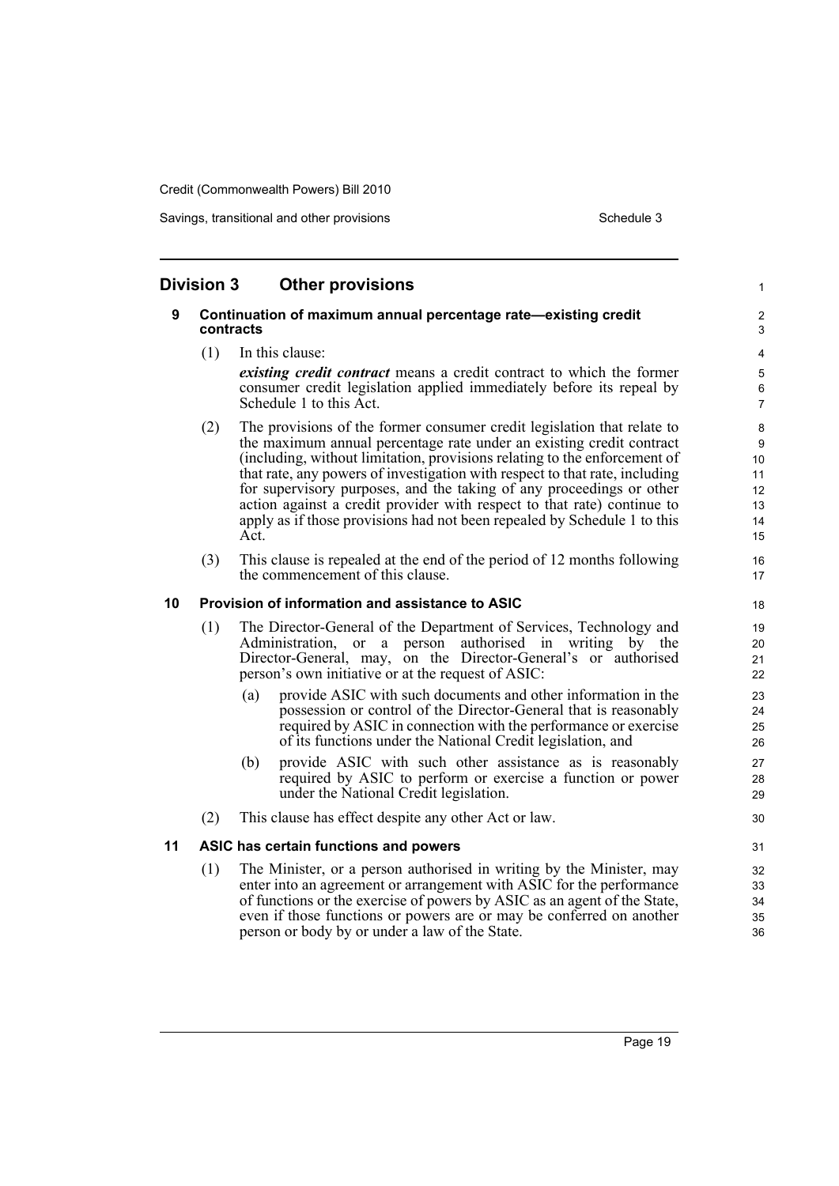## Division 3 Other provisions

### 9 Continuation of maximum annual percentage rate—existing credit contracts

(1) In this clause:

***existing credit contract*** means a credit contract to which the former consumer credit legislation applied immediately before its repeal by Schedule 1 to this Act.

(2) The provisions of the former consumer credit legislation that relate to the maximum annual percentage rate under an existing credit contract (including, without limitation, provisions relating to the enforcement of that rate, any powers of investigation with respect to that rate, including for supervisory purposes, and the taking of any proceedings or other action against a credit provider with respect to that rate) continue to apply as if those provisions had not been repealed by Schedule 1 to this Act.

(3) This clause is repealed at the end of the period of 12 months following the commencement of this clause.

### 10 Provision of information and assistance to ASIC

(1) The Director-General of the Department of Services, Technology and Administration, or a person authorised in writing by the Director-General, may, on the Director-General's or authorised person's own initiative or at the request of ASIC:

(a) provide ASIC with such documents and other information in the possession or control of the Director-General that is reasonably required by ASIC in connection with the performance or exercise of its functions under the National Credit legislation, and

(b) provide ASIC with such other assistance as is reasonably required by ASIC to perform or exercise a function or power under the National Credit legislation.

(2) This clause has effect despite any other Act or law.

### 11 ASIC has certain functions and powers

(1) The Minister, or a person authorised in writing by the Minister, may enter into an agreement or arrangement with ASIC for the performance of functions or the exercise of powers by ASIC as an agent of the State, even if those functions or powers are or may be conferred on another person or body by or under a law of the State.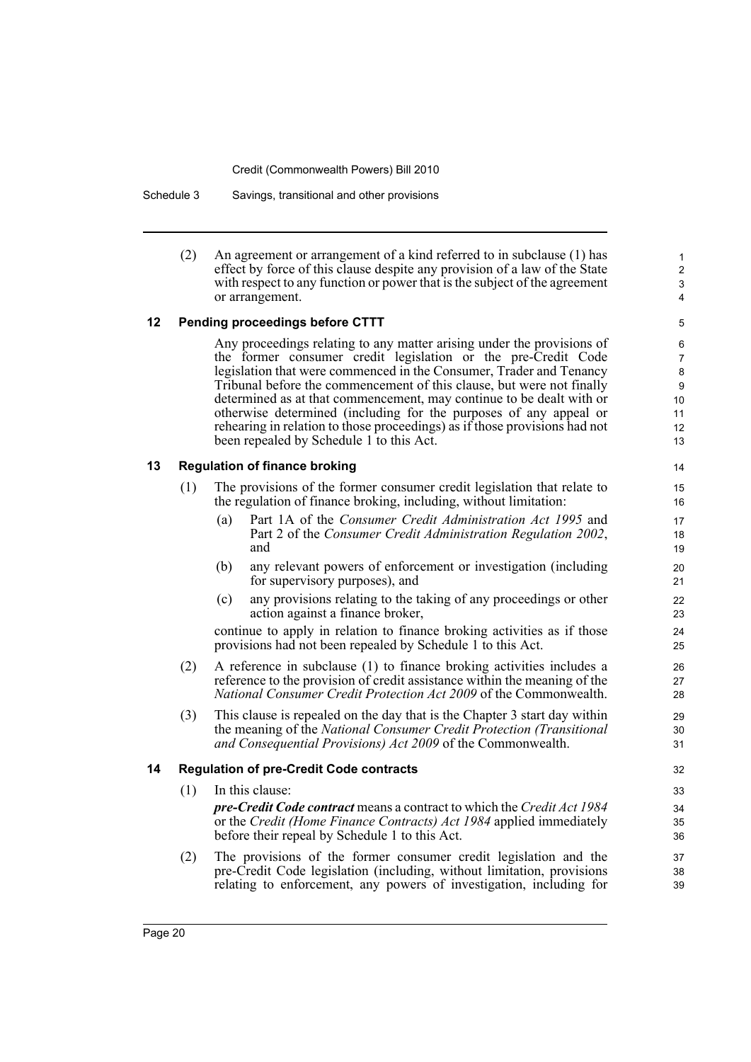(2) An agreement or arrangement of a kind referred to in subclause (1) has effect by force of this clause despite any provision of a law of the State with respect to any function or power that is the subject of the agreement or arrangement.

### 12 Pending proceedings before CTTT

Any proceedings relating to any matter arising under the provisions of the former consumer credit legislation or the pre-Credit Code legislation that were commenced in the Consumer, Trader and Tenancy Tribunal before the commencement of this clause, but were not finally determined as at that commencement, may continue to be dealt with or otherwise determined (including for the purposes of any appeal or rehearing in relation to those proceedings) as if those provisions had not been repealed by Schedule 1 to this Act.

### 13 Regulation of finance broking

(1) The provisions of the former consumer credit legislation that relate to the regulation of finance broking, including, without limitation:

- (a) Part 1A of the *Consumer Credit Administration Act 1995* and Part 2 of the *Consumer Credit Administration Regulation 2002*, and
- (b) any relevant powers of enforcement or investigation (including for supervisory purposes), and
- (c) any provisions relating to the taking of any proceedings or other action against a finance broker,

continue to apply in relation to finance broking activities as if those provisions had not been repealed by Schedule 1 to this Act.

(2) A reference in subclause (1) to finance broking activities includes a reference to the provision of credit assistance within the meaning of the *National Consumer Credit Protection Act 2009* of the Commonwealth.

(3) This clause is repealed on the day that is the Chapter 3 start day within the meaning of the *National Consumer Credit Protection (Transitional and Consequential Provisions) Act 2009* of the Commonwealth.

### 14 Regulation of pre-Credit Code contracts

(1) In this clause:

***pre-Credit Code contract*** means a contract to which the *Credit Act 1984* or the *Credit (Home Finance Contracts) Act 1984* applied immediately before their repeal by Schedule 1 to this Act.

(2) The provisions of the former consumer credit legislation and the pre-Credit Code legislation (including, without limitation, provisions relating to enforcement, any powers of investigation, including for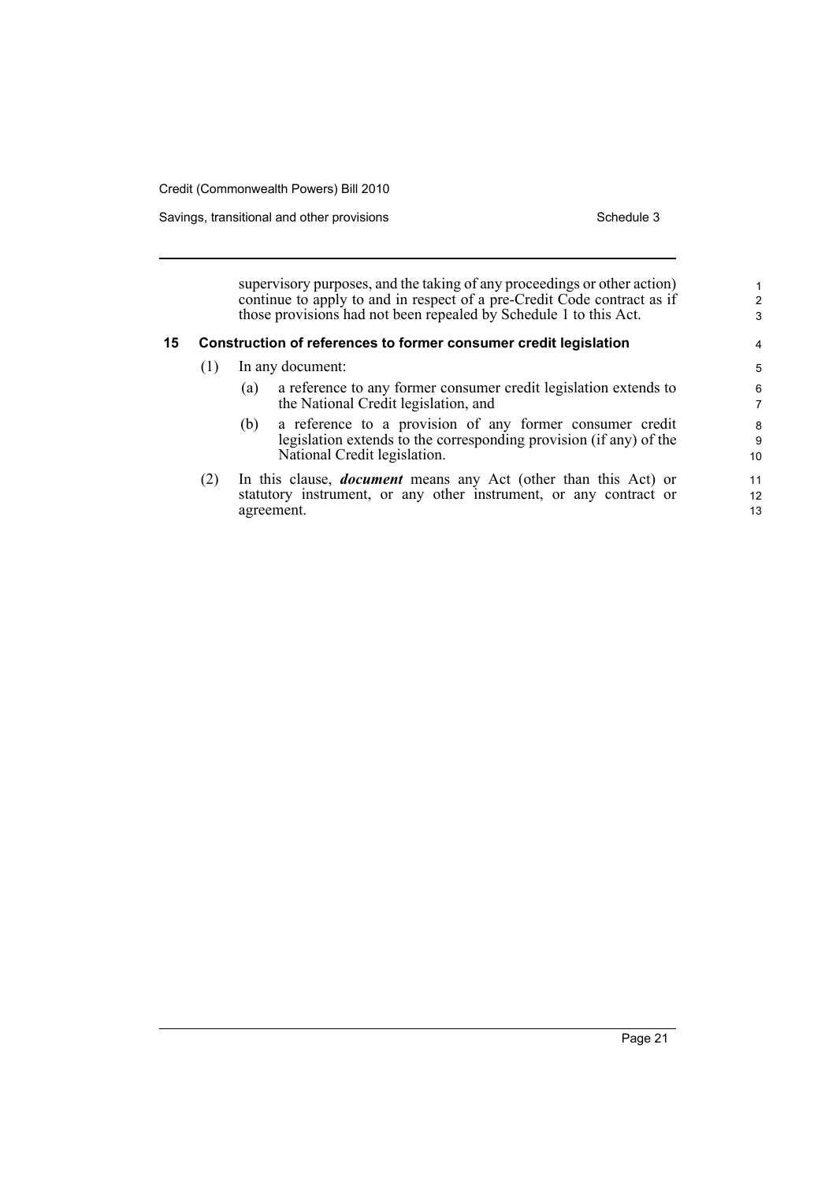supervisory purposes, and the taking of any proceedings or other action) continue to apply to and in respect of a pre-Credit Code contract as if those provisions had not been repealed by Schedule 1 to this Act.

### 15 Construction of references to former consumer credit legislation

(1) In any document:

(a) a reference to any former consumer credit legislation extends to the National Credit legislation, and

(b) a reference to a provision of any former consumer credit legislation extends to the corresponding provision (if any) of the National Credit legislation.

(2) In this clause, ***document*** means any Act (other than this Act) or statutory instrument, or any other instrument, or any contract or agreement.